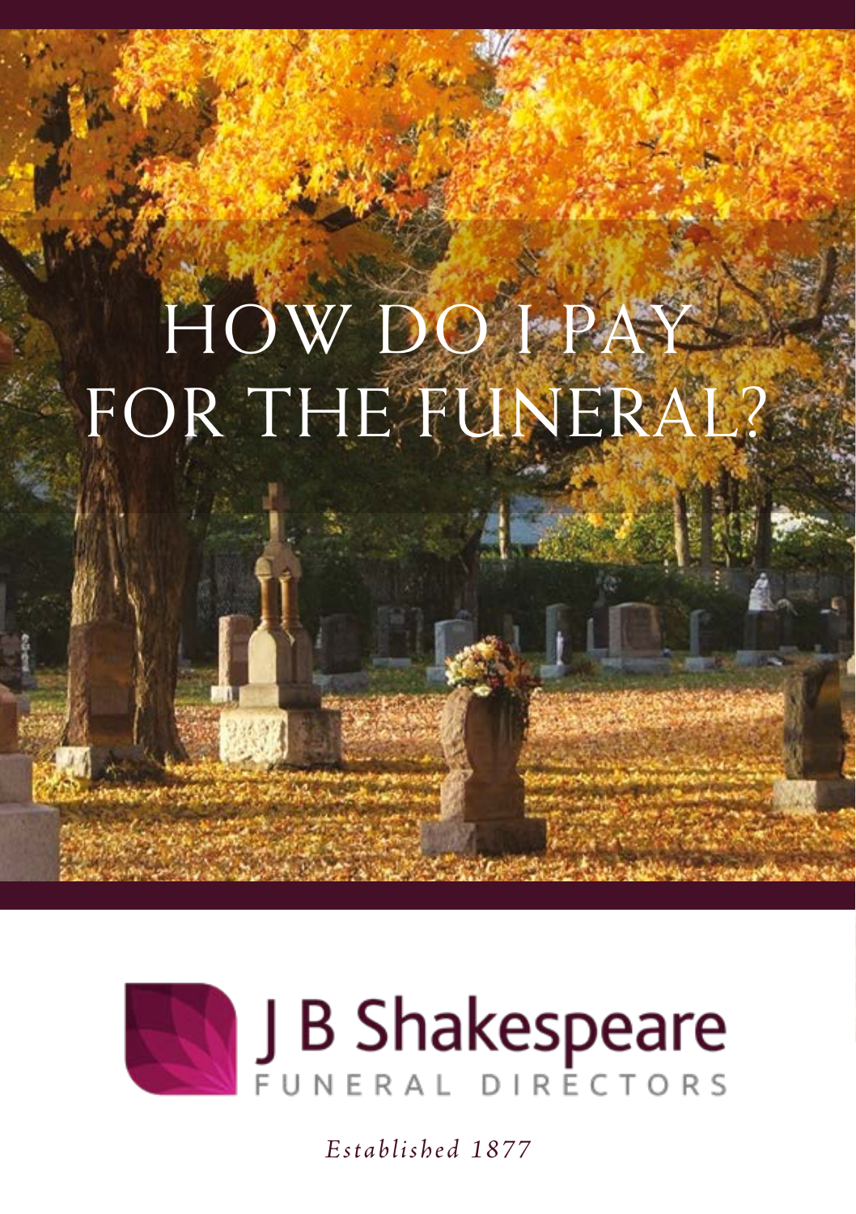# HOW DO I PAY FOR THE FUNERAL?

J B Shakespeare

FUNERAL DIRECTORS

*Established 1877*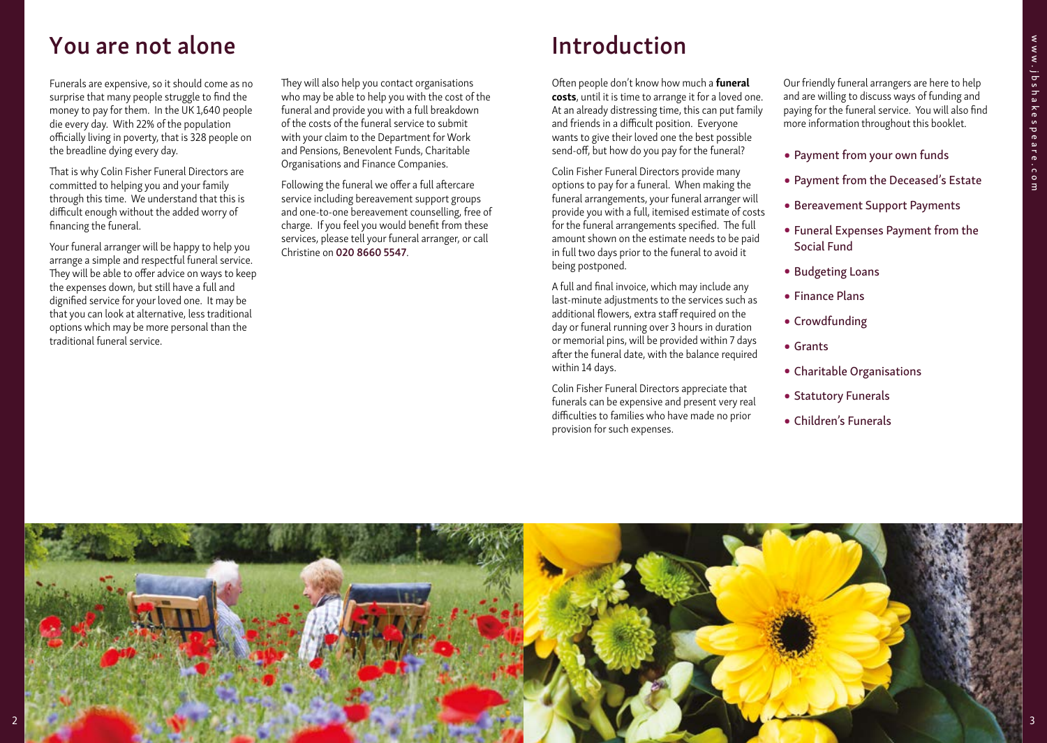# You are not alone

Funerals are expensive, so it should come as no surprise that many people struggle to find the money to pay for them. In the UK 1,640 people die every day. With 22% of the population officially living in poverty, that is 328 people on the breadline dying every day.

That is why Colin Fisher Funeral Directors are committed to helping you and your family through this time. We understand that this is difficult enough without the added worry of financing the funeral.

Your funeral arranger will be happy to help you arrange a simple and respectful funeral service. They will be able to offer advice on ways to keep the expenses down, but still have a full and dignified service for your loved one. It may be that you can look at alternative, less traditional options which may be more personal than the traditional funeral service.

They will also help you contact organisations who may be able to help you with the cost of the funeral and provide you with a full breakdown of the costs of the funeral service to submit with your claim to the Department for Work and Pensions, Benevolent Funds, Charitable Organisations and Finance Companies.

Following the funeral we offer a full aftercare service including bereavement support groups and one-to-one bereavement counselling, free of charge. If you feel you would benefit from these services, please tell your funeral arranger, or call Christine on **020 8660 5547**.

# Introduction

Often people don't know how much a **funeral costs**, until it is time to arrange it for a loved one. At an already distressing time, this can put family and friends in a difficult position. Everyone wants to give their loved one the best possible send-off, but how do you pay for the funeral?

Colin Fisher Funeral Directors provide many options to pay for a funeral. When making the funeral arrangements, your funeral arranger will provide you with a full, itemised estimate of costs for the funeral arrangements specified. The full amount shown on the estimate needs to be paid in full two days prior to the funeral to avoid it being postponed.

A full and final invoice, which may include any last-minute adjustments to the services such as additional flowers, extra staff required on the day or funeral running over 3 hours in duration or memorial pins, will be provided within 7 days after the funeral date, with the balance required within 14 days.

Colin Fisher Funeral Directors appreciate that funerals can be expensive and present very real difficulties to families who have made no prior provision for such expenses.

Our friendly funeral arrangers are here to help and are willing to discuss ways of funding and paying for the funeral service. You will also find more information throughout this booklet.

- Payment from your own funds
- Payment from the Deceased's Estate
- Bereavement Support Payments
- Funeral Expenses Payment from the Social Fund
- Budgeting Loans
- Finance Plans
- Crowdfunding
- Grants
- Charitable Organisations
- Statutory Funerals
- Children's Funerals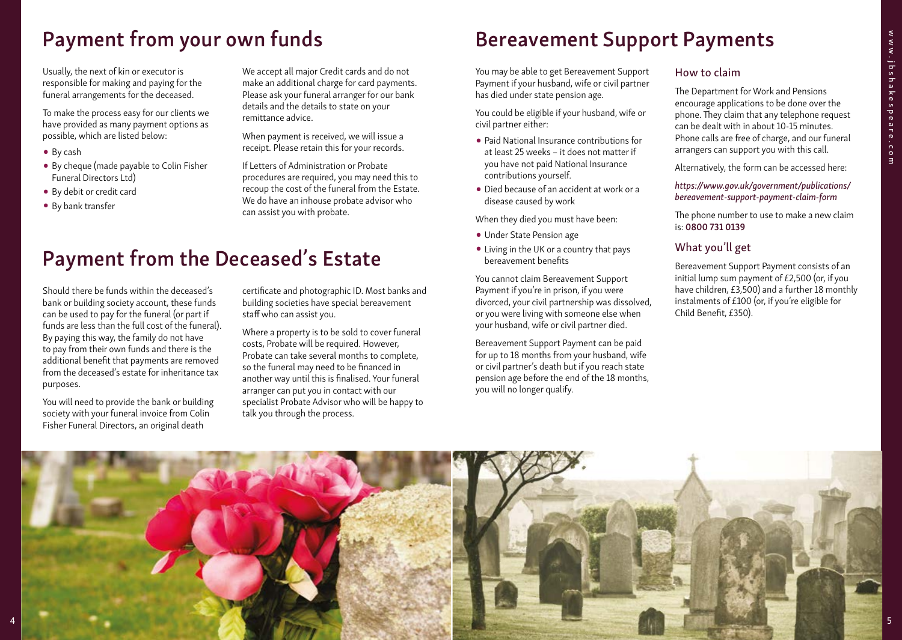# Payment from your own funds

Usually, the next of kin or executor is responsible for making and paying for the funeral arrangements for the deceased.

To make the process easy for our clients we have provided as many payment options as possible, which are listed below:

- By cash
- By cheque (made payable to Colin Fisher Funeral Directors Ltd)
- By debit or credit card
- By bank transfer

We accept all major Credit cards and do not make an additional charge for card payments. Please ask your funeral arranger for our bank details and the details to state on your remittance advice.

When payment is received, we will issue a receipt. Please retain this for your records.

If Letters of Administration or Probate procedures are required, you may need this to recoup the cost of the funeral from the Estate. We do have an inhouse probate advisor who can assist you with probate.

# Payment from the Deceased's Estate

Should there be funds within the deceased's bank or building society account, these funds can be used to pay for the funeral (or part if funds are less than the full cost of the funeral). By paying this way, the family do not have to pay from their own funds and there is the additional benefit that payments are removed from the deceased's estate for inheritance tax purposes.

You will need to provide the bank or building society with your funeral invoice from Colin Fisher Funeral Directors, an original death certificate and photographic ID. Most banks and building societies have special bereavement staff who can assist you.

Where a property is to be sold to cover funeral costs, Probate will be required. However, Probate can take several months to complete, so the funeral may need to be financed in another way until this is finalised. Your funeral arranger can put you in contact with our specialist Probate Advisor who will be happy to talk you through the process.

# Bereavement Support Payments

You may be able to get Bereavement Support Payment if your husband, wife or civil partner has died under state pension age.

You could be eligible if your husband, wife or civil partner either:

- Paid National Insurance contributions for at least 25 weeks – it does not matter if you have not paid National Insurance contributions yourself.
- Died because of an accident at work or a disease caused by work

When they died you must have been:

- Under State Pension age
- Living in the UK or a country that pays bereavement benefits

You cannot claim Bereavement Support Payment if you're in prison, if you were divorced, your civil partnership was dissolved, or you were living with someone else when your husband, wife or civil partner died.

Bereavement Support Payment can be paid for up to 18 months from your husband, wife or civil partner's death but if you reach state pension age before the end of the 18 months, you will no longer qualify.

## How to claim

The Department for Work and Pensions encourage applications to be done over the phone. They claim that any telephone request can be dealt with in about 10-15 minutes. Phone calls are free of charge, and our funeral arrangers can support you with this call.

Alternatively, the form can be accessed here:

*https://www.gov.uk/government/publications/bereavement-support-payment-claim-form*

The phone number to use to make a new claim is: **0800 731 0139**

## What you'll get

Bereavement Support Payment consists of an initial lump sum payment of £2,500 (or, if you have children, £3,500) and a further 18 monthly instalments of £100 (or, if you're eligible for Child Benefit, £350).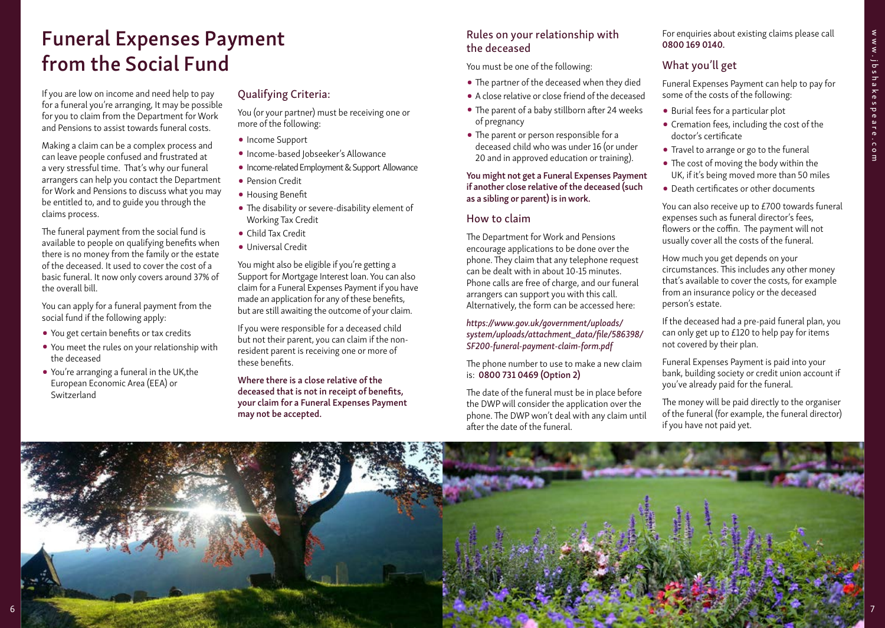# Funeral Expenses Payment from the Social Fund

If you are low on income and need help to pay for a funeral you're arranging, It may be possible for you to claim from the Department for Work and Pensions to assist towards funeral costs.

Making a claim can be a complex process and can leave people confused and frustrated at a very stressful time. That's why our funeral arrangers can help you contact the Department for Work and Pensions to discuss what you may be entitled to, and to guide you through the claims process.

The funeral payment from the social fund is available to people on qualifying benefits when there is no money from the family or the estate of the deceased. It used to cover the cost of a basic funeral. It now only covers around 37% of the overall bill.

You can apply for a funeral payment from the social fund if the following apply:

- You get certain benefits or tax credits
- You meet the rules on your relationship with the deceased
- You're arranging a funeral in the UK,the European Economic Area (EEA) or Switzerland

## Qualifying Criteria:

You (or your partner) must be receiving one or more of the following:

- Income Support
- Income-based Jobseeker's Allowance
- Income-related Employment & Support Allowance
- Pension Credit
- Housing Benefit
- The disability or severe-disability element of Working Tax Credit
- Child Tax Credit
- Universal Credit

You might also be eligible if you're getting a Support for Mortgage Interest loan. You can also claim for a Funeral Expenses Payment if you have made an application for any of these benefits, but are still awaiting the outcome of your claim.

If you were responsible for a deceased child but not their parent, you can claim if the non-resident parent is receiving one or more of these benefits.

**Where there is a close relative of the deceased that is not in receipt of benefits, your claim for a Funeral Expenses Payment may not be accepted.**

## Rules on your relationship with the deceased

You must be one of the following:

- The partner of the deceased when they died
- A close relative or close friend of the deceased
- The parent of a baby stillborn after 24 weeks of pregnancy
- The parent or person responsible for a deceased child who was under 16 (or under 20 and in approved education or training).

**You might not get a Funeral Expenses Payment if another close relative of the deceased (such as a sibling or parent) is in work.**

## How to claim

The Department for Work and Pensions encourage applications to be done over the phone. They claim that any telephone request can be dealt with in about 10-15 minutes. Phone calls are free of charge, and our funeral arrangers can support you with this call. Alternatively, the form can be accessed here:

*https://www.gov.uk/government/uploads/system/uploads/attachment_data/file/586398/SF200-funeral-payment-claim-form.pdf*

The phone number to use to make a new claim is: **0800 731 0469 (Option 2)**

The date of the funeral must be in place before the DWP will consider the application over the phone. The DWP won't deal with any claim until after the date of the funeral.

For enquiries about existing claims please call **0800 169 0140**.

## What you'll get

Funeral Expenses Payment can help to pay for some of the costs of the following:

- Burial fees for a particular plot
- Cremation fees, including the cost of the doctor's certificate
- Travel to arrange or go to the funeral
- The cost of moving the body within the UK, if it's being moved more than 50 miles
- Death certificates or other documents

You can also receive up to £700 towards funeral expenses such as funeral director's fees, flowers or the coffin. The payment will not usually cover all the costs of the funeral.

How much you get depends on your circumstances. This includes any other money that's available to cover the costs, for example from an insurance policy or the deceased person's estate.

If the deceased had a pre-paid funeral plan, you can only get up to £120 to help pay for items not covered by their plan.

Funeral Expenses Payment is paid into your bank, building society or credit union account if you've already paid for the funeral.

The money will be paid directly to the organiser of the funeral (for example, the funeral director) if you have not paid yet.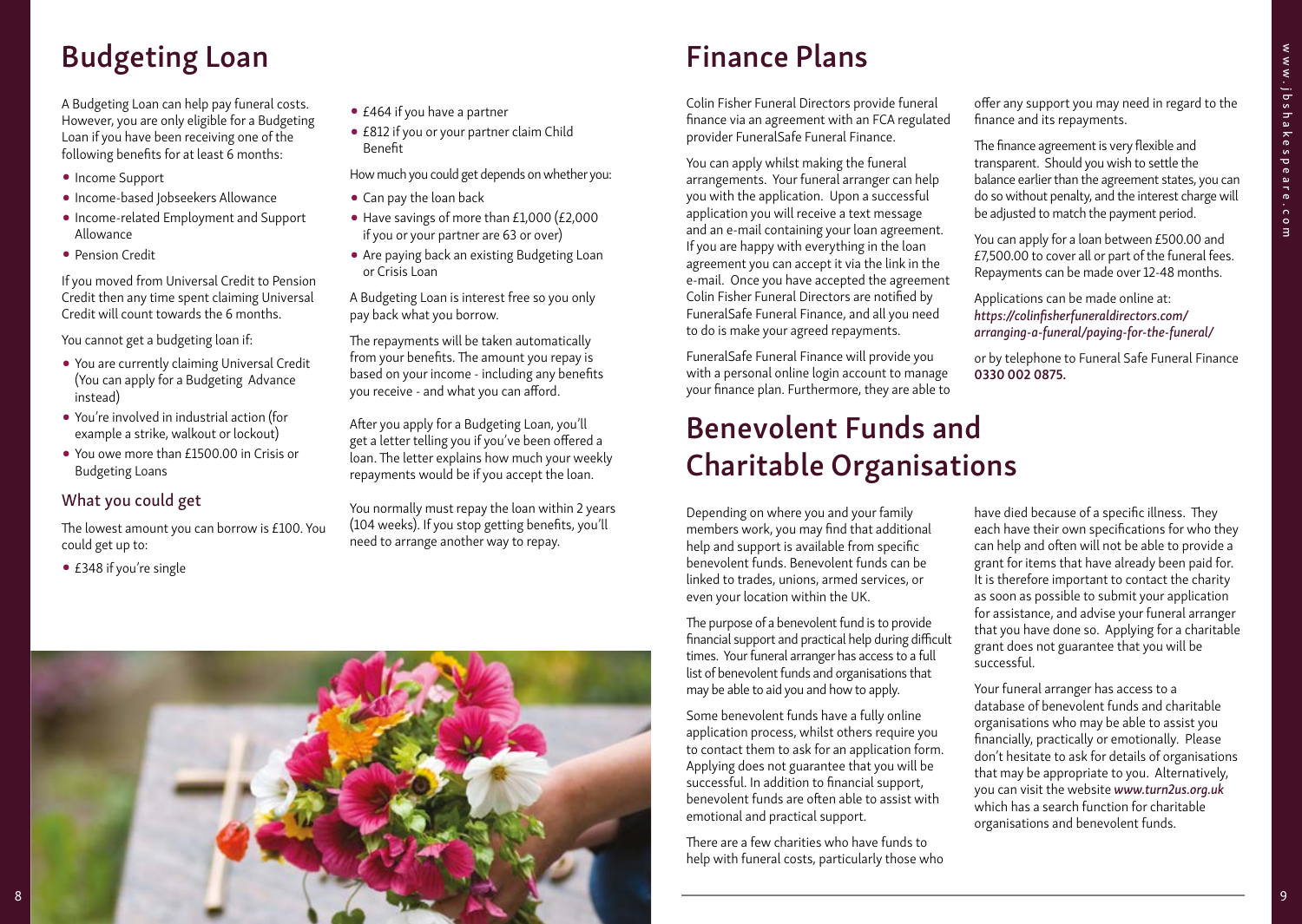# Budgeting Loan

A Budgeting Loan can help pay funeral costs. However, you are only eligible for a Budgeting Loan if you have been receiving one of the following benefits for at least 6 months:

- Income Support
- Income-based Jobseekers Allowance
- Income-related Employment and Support Allowance
- Pension Credit

If you moved from Universal Credit to Pension Credit then any time spent claiming Universal Credit will count towards the 6 months.

You cannot get a budgeting loan if:

- You are currently claiming Universal Credit (You can apply for a Budgeting Advance instead)
- You're involved in industrial action (for example a strike, walkout or lockout)
- You owe more than £1500.00 in Crisis or Budgeting Loans

## What you could get

The lowest amount you can borrow is £100. You could get up to:

- £348 if you're single
- £464 if you have a partner
- £812 if you or your partner claim Child Benefit

How much you could get depends on whether you:

- Can pay the loan back
- Have savings of more than £1,000 (£2,000 if you or your partner are 63 or over)
- Are paying back an existing Budgeting Loan or Crisis Loan

A Budgeting Loan is interest free so you only pay back what you borrow.

The repayments will be taken automatically from your benefits. The amount you repay is based on your income - including any benefits you receive - and what you can afford.

After you apply for a Budgeting Loan, you'll get a letter telling you if you've been offered a loan. The letter explains how much your weekly repayments would be if you accept the loan.

You normally must repay the loan within 2 years (104 weeks). If you stop getting benefits, you'll need to arrange another way to repay.

# Finance Plans

Colin Fisher Funeral Directors provide funeral finance via an agreement with an FCA regulated provider FuneralSafe Funeral Finance.

You can apply whilst making the funeral arrangements. Your funeral arranger can help you with the application. Upon a successful application you will receive a text message and an e-mail containing your loan agreement. If you are happy with everything in the loan agreement you can accept it via the link in the e-mail. Once you have accepted the agreement Colin Fisher Funeral Directors are notified by FuneralSafe Funeral Finance, and all you need to do is make your agreed repayments.

FuneralSafe Funeral Finance will provide you with a personal online login account to manage your finance plan. Furthermore, they are able to offer any support you may need in regard to the finance and its repayments.

The finance agreement is very flexible and transparent. Should you wish to settle the balance earlier than the agreement states, you can do so without penalty, and the interest charge will be adjusted to match the payment period.

You can apply for a loan between £500.00 and £7,500.00 to cover all or part of the funeral fees. Repayments can be made over 12-48 months.

Applications can be made online at:
*https://colinfisherfuneraldirectors.com/arranging-a-funeral/paying-for-the-funeral/*

or by telephone to Funeral Safe Funeral Finance **0330 002 0875.**

# Benevolent Funds and Charitable Organisations

Depending on where you and your family members work, you may find that additional help and support is available from specific benevolent funds. Benevolent funds can be linked to trades, unions, armed services, or even your location within the UK.

The purpose of a benevolent fund is to provide financial support and practical help during difficult times. Your funeral arranger has access to a full list of benevolent funds and organisations that may be able to aid you and how to apply.

Some benevolent funds have a fully online application process, whilst others require you to contact them to ask for an application form. Applying does not guarantee that you will be successful. In addition to financial support, benevolent funds are often able to assist with emotional and practical support.

There are a few charities who have funds to help with funeral costs, particularly those who have died because of a specific illness. They each have their own specifications for who they can help and often will not be able to provide a grant for items that have already been paid for. It is therefore important to contact the charity as soon as possible to submit your application for assistance, and advise your funeral arranger that you have done so. Applying for a charitable grant does not guarantee that you will be successful.

Your funeral arranger has access to a database of benevolent funds and charitable organisations who may be able to assist you financially, practically or emotionally. Please don't hesitate to ask for details of organisations that may be appropriate to you. Alternatively, you can visit the website *www.turn2us.org.uk* which has a search function for charitable organisations and benevolent funds.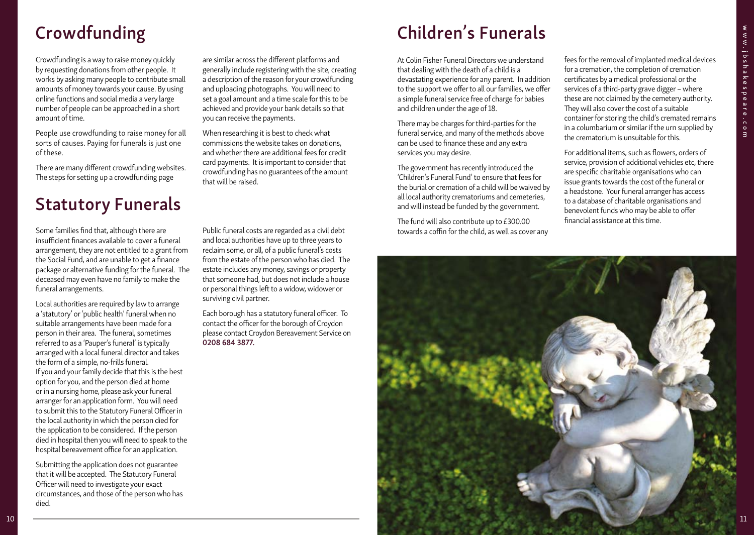# Crowdfunding

Crowdfunding is a way to raise money quickly by requesting donations from other people. It works by asking many people to contribute small amounts of money towards your cause. By using online functions and social media a very large number of people can be approached in a short amount of time.

People use crowdfunding to raise money for all sorts of causes. Paying for funerals is just one of these.

There are many different crowdfunding websites. The steps for setting up a crowdfunding page are similar across the different platforms and generally include registering with the site, creating a description of the reason for your crowdfunding and uploading photographs. You will need to set a goal amount and a time scale for this to be achieved and provide your bank details so that you can receive the payments.

When researching it is best to check what commissions the website takes on donations, and whether there are additional fees for credit card payments. It is important to consider that crowdfunding has no guarantees of the amount that will be raised.

# Statutory Funerals

Some families find that, although there are insufficient finances available to cover a funeral arrangement, they are not entitled to a grant from the Social Fund, and are unable to get a finance package or alternative funding for the funeral. The deceased may even have no family to make the funeral arrangements.

Local authorities are required by law to arrange a 'statutory' or 'public health' funeral when no suitable arrangements have been made for a person in their area. The funeral, sometimes referred to as a 'Pauper's funeral' is typically arranged with a local funeral director and takes the form of a simple, no-frills funeral.
If you and your family decide that this is the best option for you, and the person died at home or in a nursing home, please ask your funeral arranger for an application form. You will need to submit this to the Statutory Funeral Officer in the local authority in which the person died for the application to be considered. If the person died in hospital then you will need to speak to the hospital bereavement office for an application.

Submitting the application does not guarantee that it will be accepted. The Statutory Funeral Officer will need to investigate your exact circumstances, and those of the person who has died.

Public funeral costs are regarded as a civil debt and local authorities have up to three years to reclaim some, or all, of a public funeral's costs from the estate of the person who has died. The estate includes any money, savings or property that someone had, but does not include a house or personal things left to a widow, widower or surviving civil partner.

Each borough has a statutory funeral officer. To contact the officer for the borough of Croydon please contact Croydon Bereavement Service on **0208 684 3877.**

# Children's Funerals

At Colin Fisher Funeral Directors we understand that dealing with the death of a child is a devastating experience for any parent. In addition to the support we offer to all our families, we offer a simple funeral service free of charge for babies and children under the age of 18.

There may be charges for third-parties for the funeral service, and many of the methods above can be used to finance these and any extra services you may desire.

The government has recently introduced the 'Children's Funeral Fund' to ensure that fees for the burial or cremation of a child will be waived by all local authority crematoriums and cemeteries, and will instead be funded by the government.

The fund will also contribute up to £300.00 towards a coffin for the child, as well as cover any fees for the removal of implanted medical devices for a cremation, the completion of cremation certificates by a medical professional or the services of a third-party grave digger – where these are not claimed by the cemetery authority. They will also cover the cost of a suitable container for storing the child's cremated remains in a columbarium or similar if the urn supplied by the crematorium is unsuitable for this.

For additional items, such as flowers, orders of service, provision of additional vehicles etc, there are specific charitable organisations who can issue grants towards the cost of the funeral or a headstone. Your funeral arranger has access to a database of charitable organisations and benevolent funds who may be able to offer financial assistance at this time.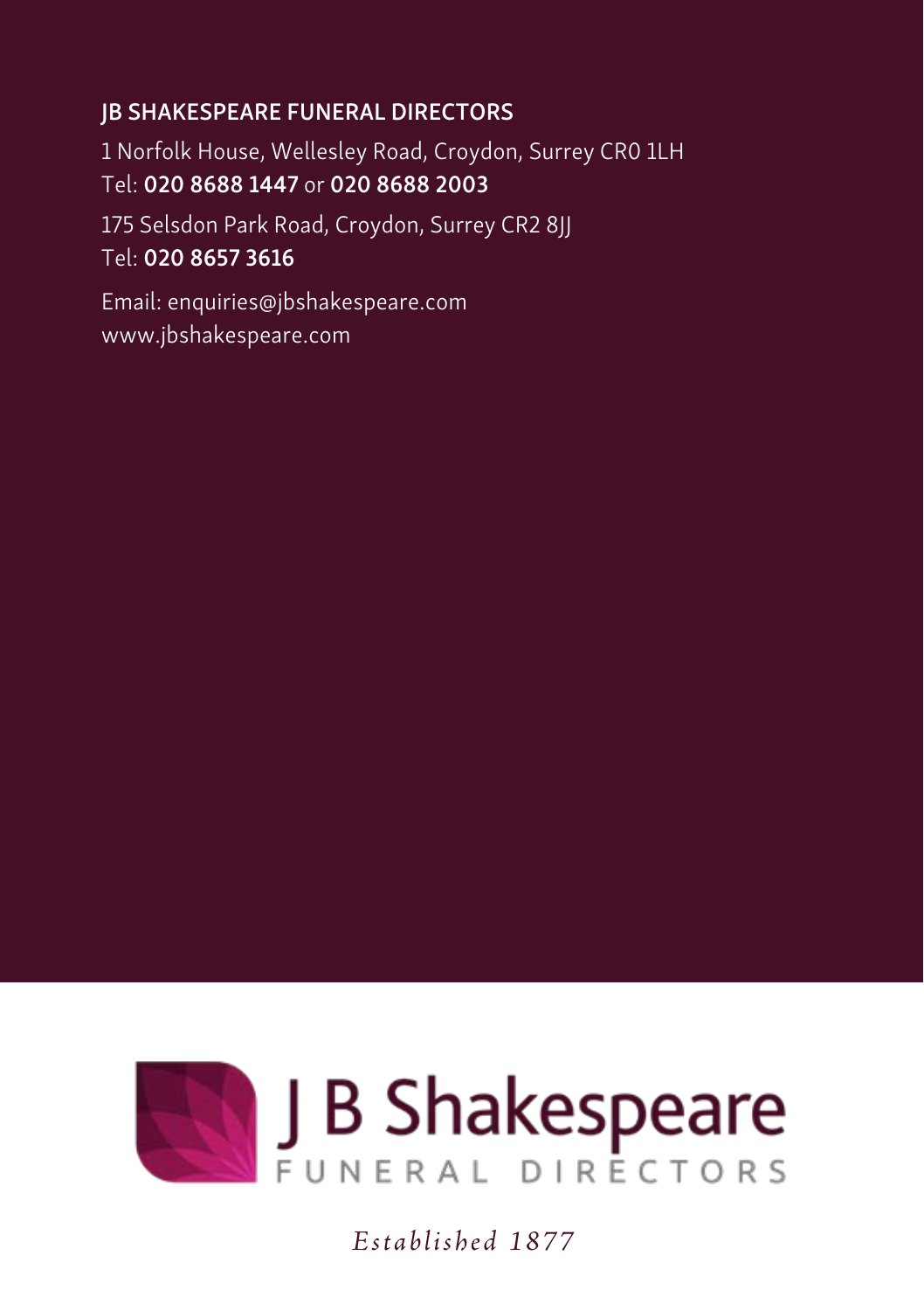**JB SHAKESPEARE FUNERAL DIRECTORS**

1 Norfolk House, Wellesley Road, Croydon, Surrey CR0 1LH
Tel: **020 8688 1447** or **020 8688 2003**

175 Selsdon Park Road, Croydon, Surrey CR2 8JJ
Tel: **020 8657 3616**

Email: enquiries@jbshakespeare.com
www.jbshakespeare.com

J B Shakespeare
FUNERAL DIRECTORS

*Established 1877*